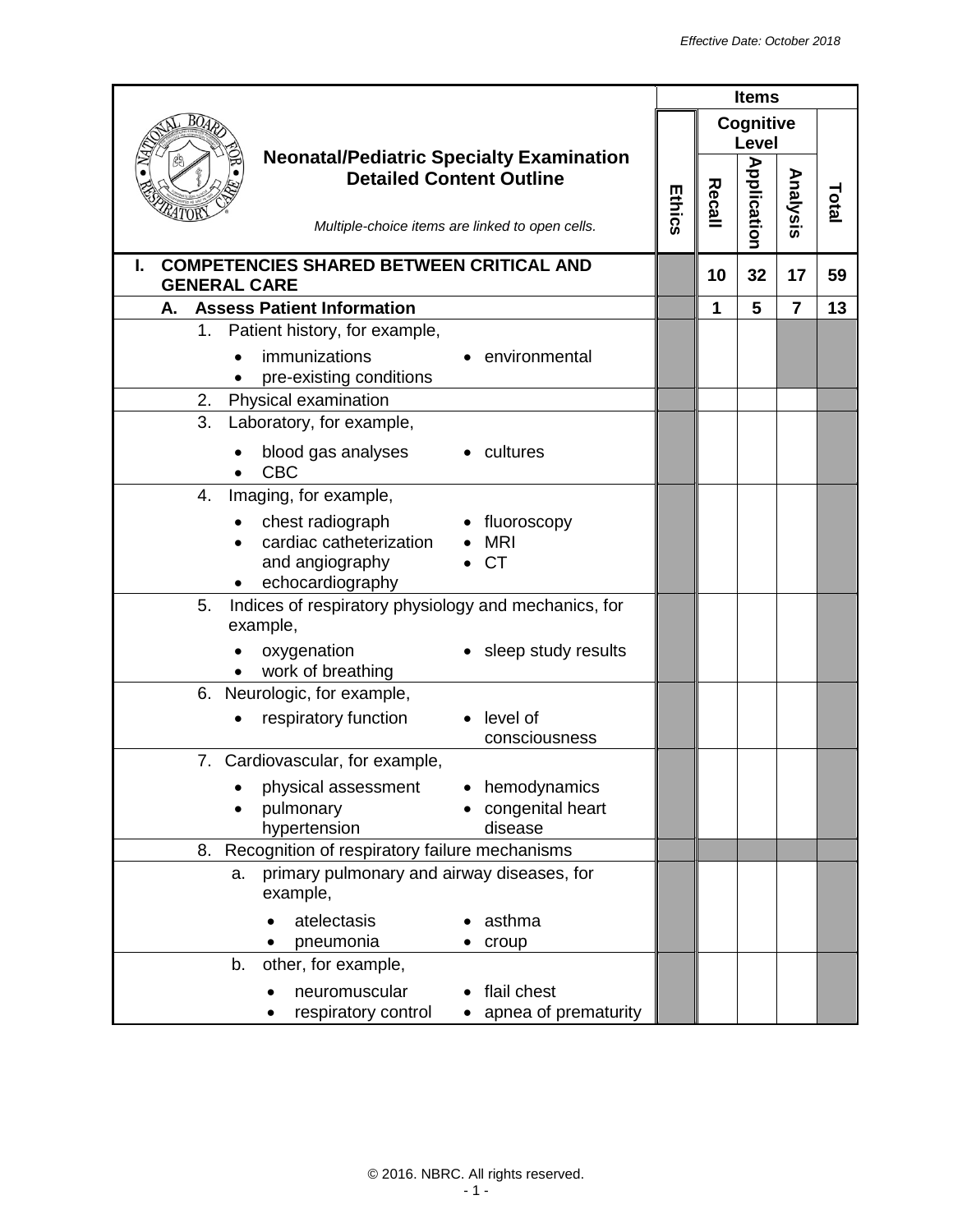*Effective Date: October 2018*

| **Neonatal/Pediatric Specialty Examination Detailed Content Outline** *Multiple-choice items are linked to open cells.* | **Items** | | | | |
|---|---|---|---|---|---|
| | | **Cognitive Level** | | | |
| | **Ethics** | **Recall** | **Application** | **Analysis** | **Total** |
| **I. COMPETENCIES SHARED BETWEEN CRITICAL AND GENERAL CARE** | | **10** | **32** | **17** | **59** |
| **A. Assess Patient Information** | | **1** | **5** | **7** | **13** |
| 1. Patient history, for example, • immunizations • pre-existing conditions • environmental | | | | | |
| 2. Physical examination | | | | | |
| 3. Laboratory, for example, • blood gas analyses • CBC • cultures | | | | | |
| 4. Imaging, for example, • chest radiograph • cardiac catheterization and angiography • echocardiography • fluoroscopy • MRI • CT | | | | | |
| 5. Indices of respiratory physiology and mechanics, for example, • oxygenation • work of breathing • sleep study results | | | | | |
| 6. Neurologic, for example, • respiratory function • level of consciousness | | | | | |
| 7. Cardiovascular, for example, • physical assessment • pulmonary hypertension • hemodynamics • congenital heart disease | | | | | |
| 8. Recognition of respiratory failure mechanisms | | | | | |
| a. primary pulmonary and airway diseases, for example, • atelectasis • pneumonia • asthma • croup | | | | | |
| b. other, for example, • neuromuscular • respiratory control • flail chest • apnea of prematurity | | | | | |

© 2016. NBRC. All rights reserved.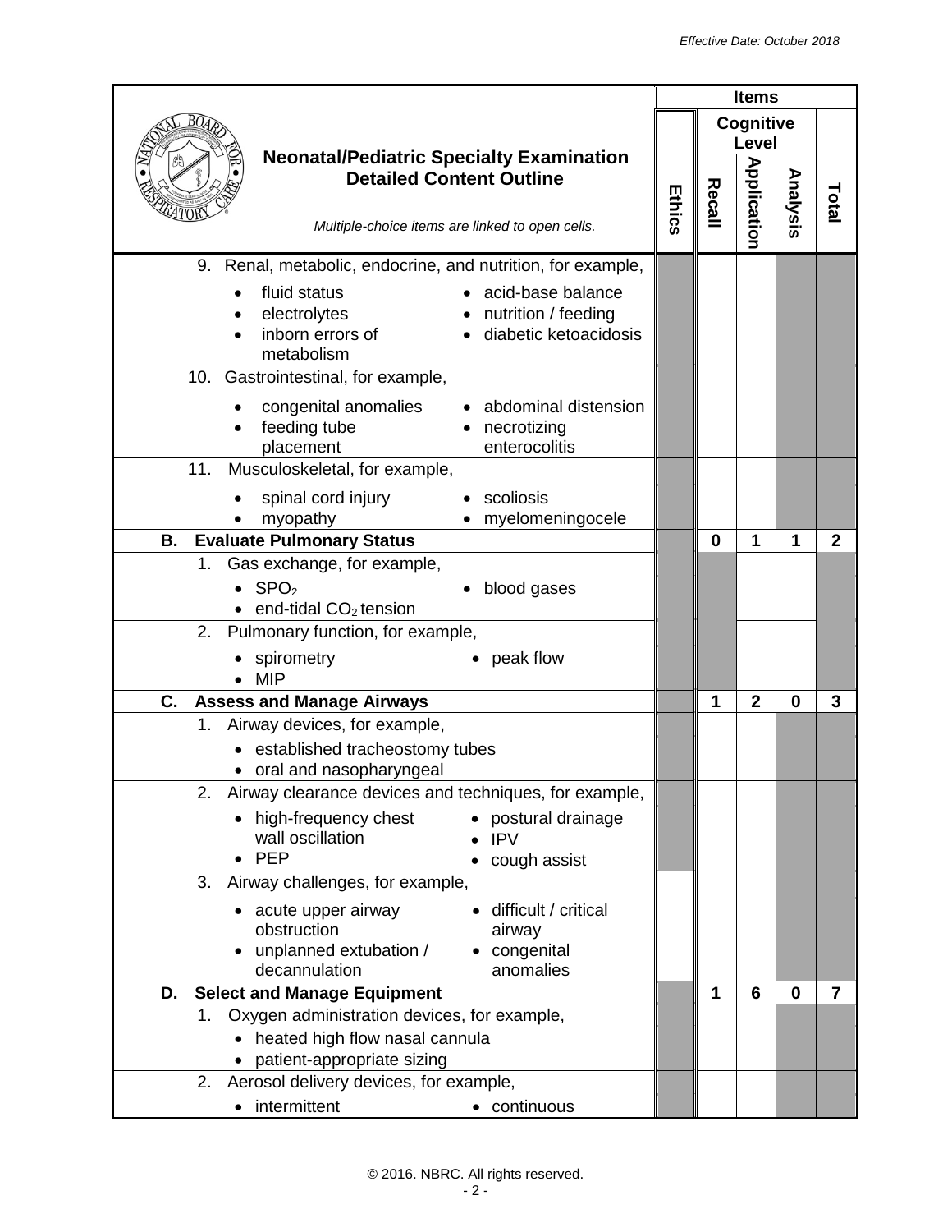Effective Date: October 2018

| Neonatal/Pediatric Specialty Examination Detailed Content Outline<br>*Multiple-choice items are linked to open cells.* | Ethics | Recall | Application | Analysis | Total |
|---|---|---|---|---|---|
| 9. Renal, metabolic, endocrine, and nutrition, for example,<br>• fluid status<br>• electrolytes<br>• inborn errors of metabolism<br>• acid-base balance<br>• nutrition / feeding<br>• diabetic ketoacidosis | | | | | |
| 10. Gastrointestinal, for example,<br>• congenital anomalies<br>• feeding tube placement<br>• abdominal distension<br>• necrotizing enterocolitis | | | | | |
| 11. Musculoskeletal, for example,<br>• spinal cord injury<br>• myopathy<br>• scoliosis<br>• myelomeningocele | | | | | |
| **B. Evaluate Pulmonary Status** | | **0** | **1** | **1** | **2** |
| 1. Gas exchange, for example,<br>• $SPO_2$<br>• end-tidal $CO_2$ tension<br>• blood gases | | | | | |
| 2. Pulmonary function, for example,<br>• spirometry<br>• MIP<br>• peak flow | | | | | |
| **C. Assess and Manage Airways** | | **1** | **2** | **0** | **3** |
| 1. Airway devices, for example,<br>• established tracheostomy tubes<br>• oral and nasopharyngeal | | | | | |
| 2. Airway clearance devices and techniques, for example,<br>• high-frequency chest wall oscillation<br>• PEP<br>• postural drainage<br>• IPV<br>• cough assist | | | | | |
| 3. Airway challenges, for example,<br>• acute upper airway obstruction<br>• unplanned extubation / decannulation<br>• difficult / critical airway<br>• congenital anomalies | | | | | |
| **D. Select and Manage Equipment** | | **1** | **6** | **0** | **7** |
| 1. Oxygen administration devices, for example,<br>• heated high flow nasal cannula<br>• patient-appropriate sizing | | | | | |
| 2. Aerosol delivery devices, for example,<br>• intermittent<br>• continuous | | | | | |

© 2016. NBRC. All rights reserved.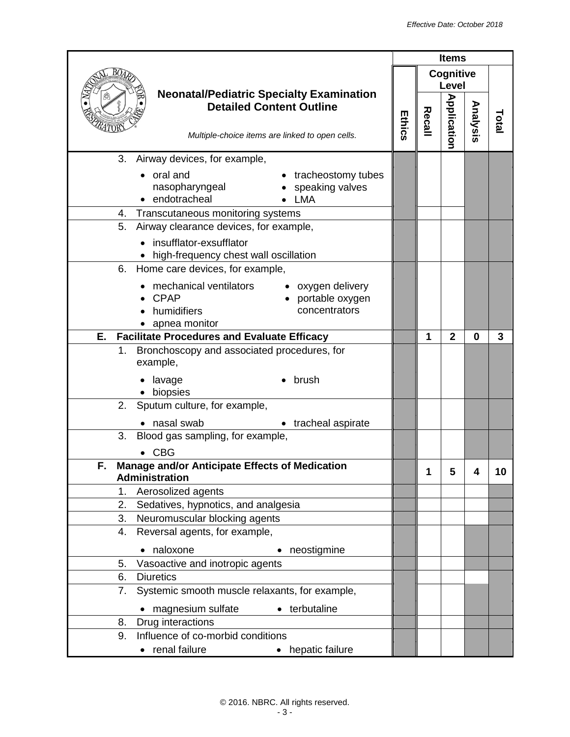| Neonatal/Pediatric Specialty Examination Detailed Content Outline<br>*Multiple-choice items are linked to open cells.* | Items | | | | |
|---|---|---|---|---|---|
| | Ethics | Cognitive Level | | | Total |
| | | Recall | Application | Analysis | |
| 3. Airway devices, for example,<br>• oral and nasopharyngeal<br>• endotracheal<br>• tracheostomy tubes<br>• speaking valves<br>• LMA | | | | | |
| 4. Transcutaneous monitoring systems | | | | | |
| 5. Airway clearance devices, for example,<br>• insufflator-exsufflator<br>• high-frequency chest wall oscillation | | | | | |
| 6. Home care devices, for example,<br>• mechanical ventilators<br>• CPAP<br>• humidifiers<br>• apnea monitor<br>• oxygen delivery<br>• portable oxygen concentrators | | | | | |
| **E. Facilitate Procedures and Evaluate Efficacy** | | **1** | **2** | **0** | **3** |
| 1. Bronchoscopy and associated procedures, for example,<br>• lavage<br>• biopsies<br>• brush | | | | | |
| 2. Sputum culture, for example,<br>• nasal swab<br>• tracheal aspirate | | | | | |
| 3. Blood gas sampling, for example,<br>• CBG | | | | | |
| **F. Manage and/or Anticipate Effects of Medication Administration** | | **1** | **5** | **4** | **10** |
| 1. Aerosolized agents | | | | | |
| 2. Sedatives, hypnotics, and analgesia | | | | | |
| 3. Neuromuscular blocking agents | | | | | |
| 4. Reversal agents, for example,<br>• naloxone<br>• neostigmine | | | | | |
| 5. Vasoactive and inotropic agents | | | | | |
| 6. Diuretics | | | | | |
| 7. Systemic smooth muscle relaxants, for example,<br>• magnesium sulfate<br>• terbutaline | | | | | |
| 8. Drug interactions | | | | | |
| 9. Influence of co-morbid conditions<br>• renal failure<br>• hepatic failure | | | | | |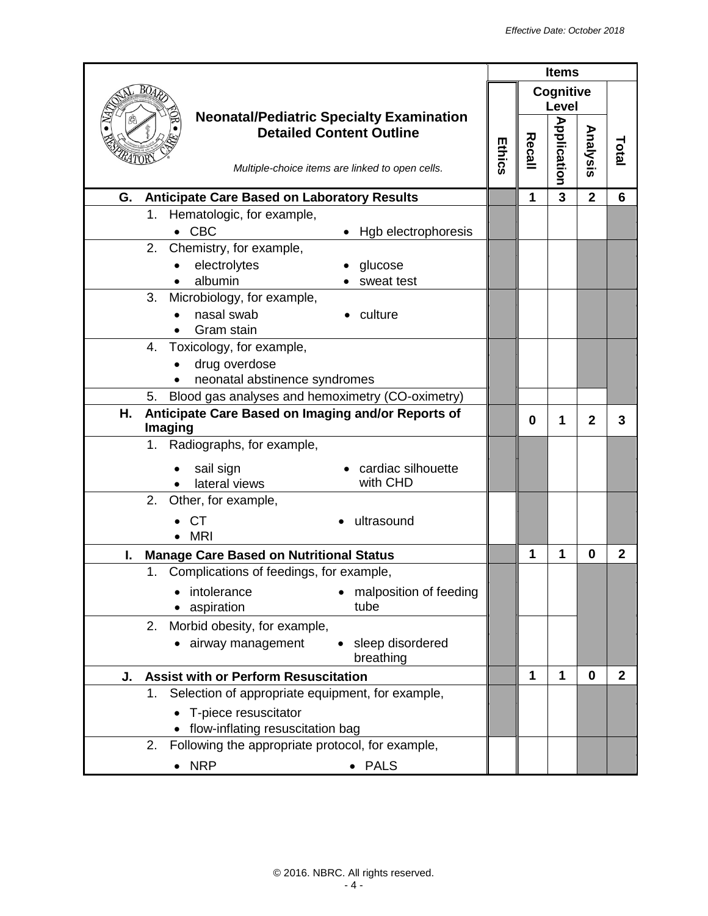*Effective Date: October 2018*

| Neonatal/Pediatric Specialty Examination Detailed Content Outline<br>*Multiple-choice items are linked to open cells.* | Items | | | | |
|---|---|---|---|---|---|
| | Ethics | Cognitive Level | | | Total |
| | | Recall | Application | Analysis | |
| **G. Anticipate Care Based on Laboratory Results** | | **1** | **3** | **2** | **6** |
| 1. Hematologic, for example,<br>• CBC<br>• Hgb electrophoresis | | | | | |
| 2. Chemistry, for example,<br>• electrolytes<br>• albumin<br>• glucose<br>• sweat test | | | | | |
| 3. Microbiology, for example,<br>• nasal swab<br>• Gram stain<br>• culture | | | | | |
| 4. Toxicology, for example,<br>• drug overdose<br>• neonatal abstinence syndromes | | | | | |
| 5. Blood gas analyses and hemoximetry (CO-oximetry) | | | | | |
| **H. Anticipate Care Based on Imaging and/or Reports of Imaging** | | **0** | **1** | **2** | **3** |
| 1. Radiographs, for example,<br>• sail sign<br>• lateral views<br>• cardiac silhouette with CHD | | | | | |
| 2. Other, for example,<br>• CT<br>• MRI<br>• ultrasound | | | | | |
| **I. Manage Care Based on Nutritional Status** | | **1** | **1** | **0** | **2** |
| 1. Complications of feedings, for example,<br>• intolerance<br>• aspiration<br>• malposition of feeding tube | | | | | |
| 2. Morbid obesity, for example,<br>• airway management<br>• sleep disordered breathing | | | | | |
| **J. Assist with or Perform Resuscitation** | | **1** | **1** | **0** | **2** |
| 1. Selection of appropriate equipment, for example,<br>• T-piece resuscitator<br>• flow-inflating resuscitation bag | | | | | |
| 2. Following the appropriate protocol, for example,<br>• NRP<br>• PALS | | | | | |

© 2016. NBRC. All rights reserved.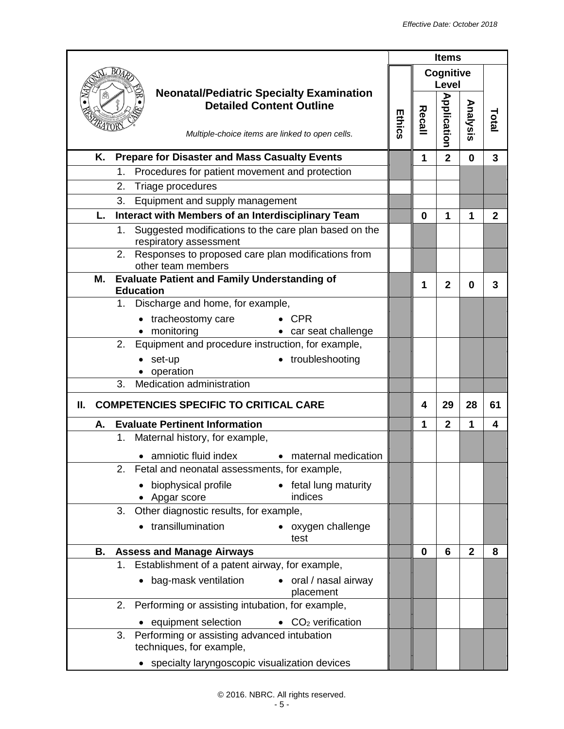| Neonatal/Pediatric Specialty Examination Detailed Content Outline<br>*Multiple-choice items are linked to open cells.* | Ethics | Recall | Application | Analysis | Total |
|---|---|---|---|---|---|
| **K. Prepare for Disaster and Mass Casualty Events** | | **1** | **2** | **0** | **3** |
| 1. Procedures for patient movement and protection | | | | | |
| 2. Triage procedures | | | | | |
| 3. Equipment and supply management | | | | | |
| **L. Interact with Members of an Interdisciplinary Team** | | **0** | **1** | **1** | **2** |
| 1. Suggested modifications to the care plan based on the respiratory assessment | | | | | |
| 2. Responses to proposed care plan modifications from other team members | | | | | |
| **M. Evaluate Patient and Family Understanding of Education** | | **1** | **2** | **0** | **3** |
| 1. Discharge and home, for example,<br>• tracheostomy care • CPR<br>• monitoring • car seat challenge | | | | | |
| 2. Equipment and procedure instruction, for example,<br>• set-up • troubleshooting<br>• operation | | | | | |
| 3. Medication administration | | | | | |
| **II. COMPETENCIES SPECIFIC TO CRITICAL CARE** | | **4** | **29** | **28** | **61** |
| **A. Evaluate Pertinent Information** | | **1** | **2** | **1** | **4** |
| 1. Maternal history, for example,<br>• amniotic fluid index • maternal medication | | | | | |
| 2. Fetal and neonatal assessments, for example,<br>• biophysical profile • fetal lung maturity indices<br>• Apgar score | | | | | |
| 3. Other diagnostic results, for example,<br>• transillumination • oxygen challenge test | | | | | |
| **B. Assess and Manage Airways** | | **0** | **6** | **2** | **8** |
| 1. Establishment of a patent airway, for example,<br>• bag-mask ventilation • oral / nasal airway placement | | | | | |
| 2. Performing or assisting intubation, for example,<br>• equipment selection • $CO_2$ verification | | | | | |
| 3. Performing or assisting advanced intubation techniques, for example,<br>• specialty laryngoscopic visualization devices | | | | | |

© 2016. NBRC. All rights reserved.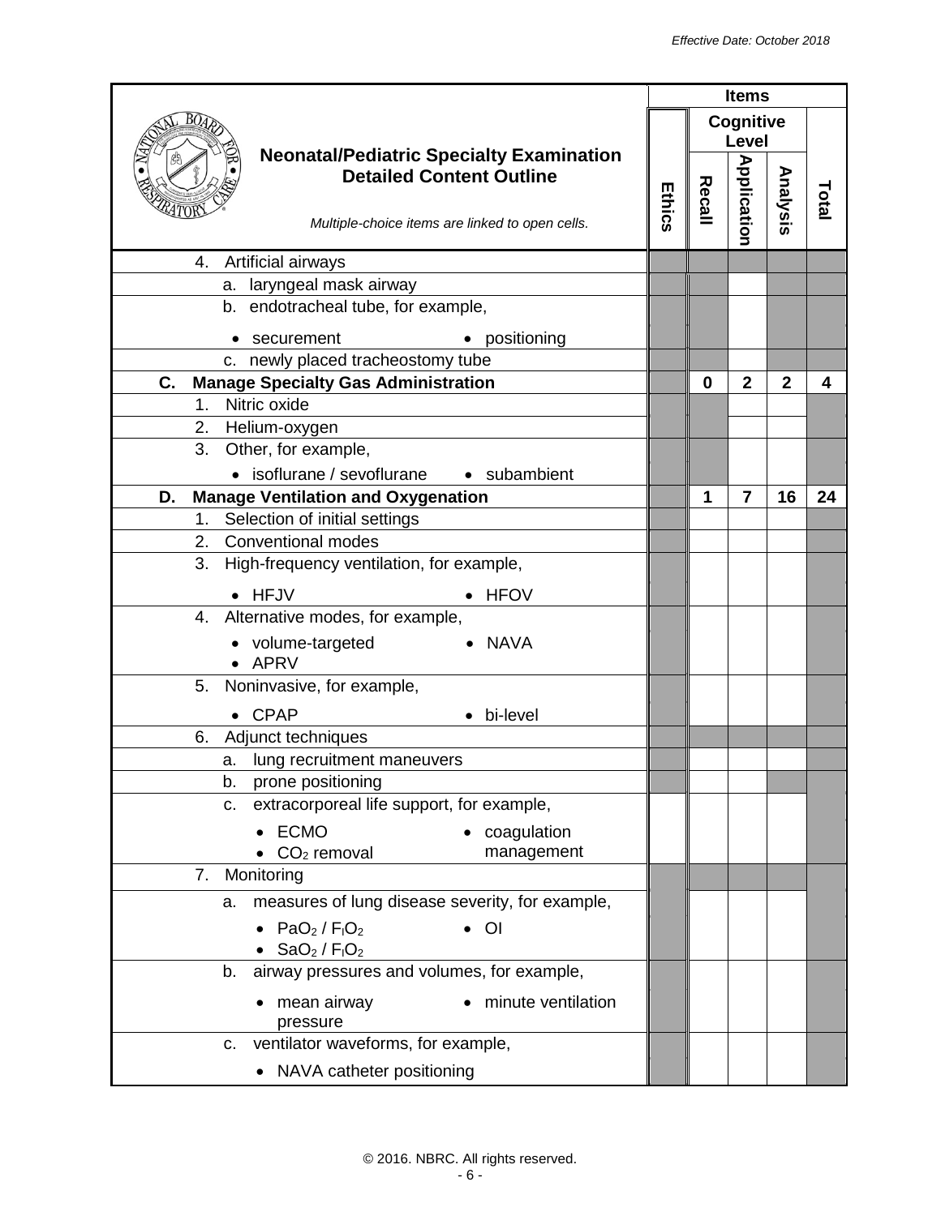| Neonatal/Pediatric Specialty Examination Detailed Content Outline<br>*Multiple-choice items are linked to open cells.* | Items | | | | |
|---|---|---|---|---|---|
| | Ethics | Cognitive Level | | | Total |
| | | Recall | Application | Analysis | |
| 4. Artificial airways | | | | | |
| a. laryngeal mask airway | | | | | |
| b. endotracheal tube, for example,<br>• securement • positioning | | | | | |
| c. newly placed tracheostomy tube | | | | | |
| **C. Manage Specialty Gas Administration** | | **0** | **2** | **2** | **4** |
| 1. Nitric oxide | | | | | |
| 2. Helium-oxygen | | | | | |
| 3. Other, for example,<br>• isoflurane / sevoflurane • subambient | | | | | |
| **D. Manage Ventilation and Oxygenation** | | **1** | **7** | **16** | **24** |
| 1. Selection of initial settings | | | | | |
| 2. Conventional modes | | | | | |
| 3. High-frequency ventilation, for example,<br>• HFJV • HFOV | | | | | |
| 4. Alternative modes, for example,<br>• volume-targeted • NAVA<br>• APRV | | | | | |
| 5. Noninvasive, for example,<br>• CPAP • bi-level | | | | | |
| 6. Adjunct techniques | | | | | |
| a. lung recruitment maneuvers | | | | | |
| b. prone positioning | | | | | |
| c. extracorporeal life support, for example,<br>• ECMO • coagulation management<br>• $CO_2$ removal | | | | | |
| 7. Monitoring | | | | | |
| a. measures of lung disease severity, for example,<br>• $PaO_2$ / $F_IO_2$ • OI<br>• $SaO_2$ / $F_IO_2$ | | | | | |
| b. airway pressures and volumes, for example,<br>• mean airway pressure • minute ventilation | | | | | |
| c. ventilator waveforms, for example,<br>• NAVA catheter positioning | | | | | |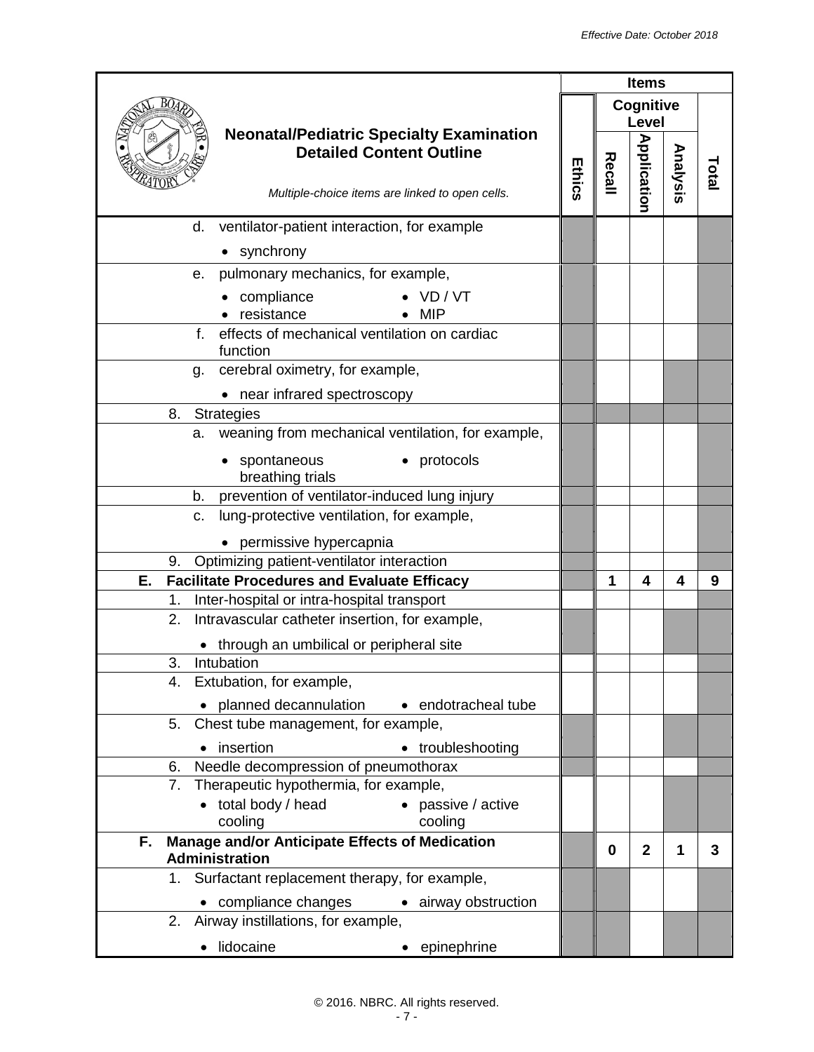| Neonatal/Pediatric Specialty Examination Detailed Content Outline<br>*Multiple-choice items are linked to open cells.* | Items | | | | |
|---|---|---|---|---|---|
| | Ethics | Cognitive Level | | | Total |
| | | Recall | Application | Analysis | |
| d. ventilator-patient interaction, for example<br>• synchrony | | | | | |
| e. pulmonary mechanics, for example,<br>• compliance • resistance • VD / VT • MIP | | | | | |
| f. effects of mechanical ventilation on cardiac function | | | | | |
| g. cerebral oximetry, for example,<br>• near infrared spectroscopy | | | | | |
| 8. Strategies | | | | | |
| a. weaning from mechanical ventilation, for example,<br>• spontaneous breathing trials • protocols | | | | | |
| b. prevention of ventilator-induced lung injury | | | | | |
| c. lung-protective ventilation, for example,<br>• permissive hypercapnia | | | | | |
| 9. Optimizing patient-ventilator interaction | | | | | |
| **E. Facilitate Procedures and Evaluate Efficacy** | | **1** | **4** | **4** | **9** |
| 1. Inter-hospital or intra-hospital transport | | | | | |
| 2. Intravascular catheter insertion, for example,<br>• through an umbilical or peripheral site | | | | | |
| 3. Intubation | | | | | |
| 4. Extubation, for example,<br>• planned decannulation • endotracheal tube | | | | | |
| 5. Chest tube management, for example,<br>• insertion • troubleshooting | | | | | |
| 6. Needle decompression of pneumothorax | | | | | |
| 7. Therapeutic hypothermia, for example,<br>• total body / head cooling • passive / active cooling | | | | | |
| **F. Manage and/or Anticipate Effects of Medication Administration** | | **0** | **2** | **1** | **3** |
| 1. Surfactant replacement therapy, for example,<br>• compliance changes • airway obstruction | | | | | |
| 2. Airway instillations, for example,<br>• lidocaine • epinephrine | | | | | |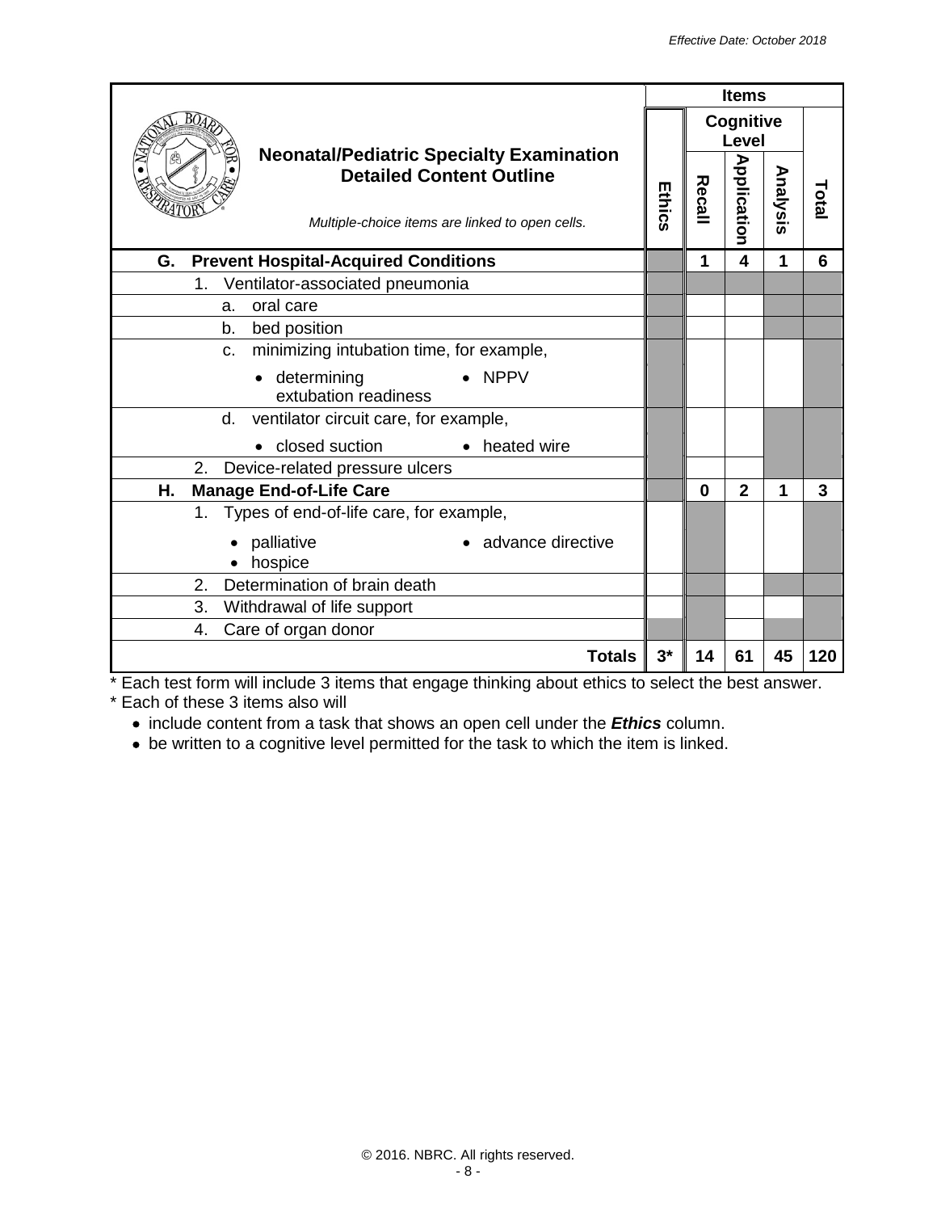| Neonatal/Pediatric Specialty Examination Detailed Content Outline<br>*Multiple-choice items are linked to open cells.* | Items | | | | |
|---|---|---|---|---|---|
| | Ethics | Cognitive Level | | | Total |
| | | Recall | Application | Analysis | |
| **G. Prevent Hospital-Acquired Conditions** | | **1** | **4** | **1** | **6** |
| 1. Ventilator-associated pneumonia | | | | | |
| a. oral care | | | | | |
| b. bed position | | | | | |
| c. minimizing intubation time, for example,<br>• determining extubation readiness<br>• NPPV | | | | | |
| d. ventilator circuit care, for example,<br>• closed suction<br>• heated wire | | | | | |
| 2. Device-related pressure ulcers | | | | | |
| **H. Manage End-of-Life Care** | | **0** | **2** | **1** | **3** |
| 1. Types of end-of-life care, for example,<br>• palliative<br>• hospice<br>• advance directive | | | | | |
| 2. Determination of brain death | | | | | |
| 3. Withdrawal of life support | | | | | |
| 4. Care of organ donor | | | | | |
| **Totals** | **3*** | **14** | **61** | **45** | **120** |

* Each test form will include 3 items that engage thinking about ethics to select the best answer.
* Each of these 3 items also will

- include content from a task that shows an open cell under the ***Ethics*** column.
- be written to a cognitive level permitted for the task to which the item is linked.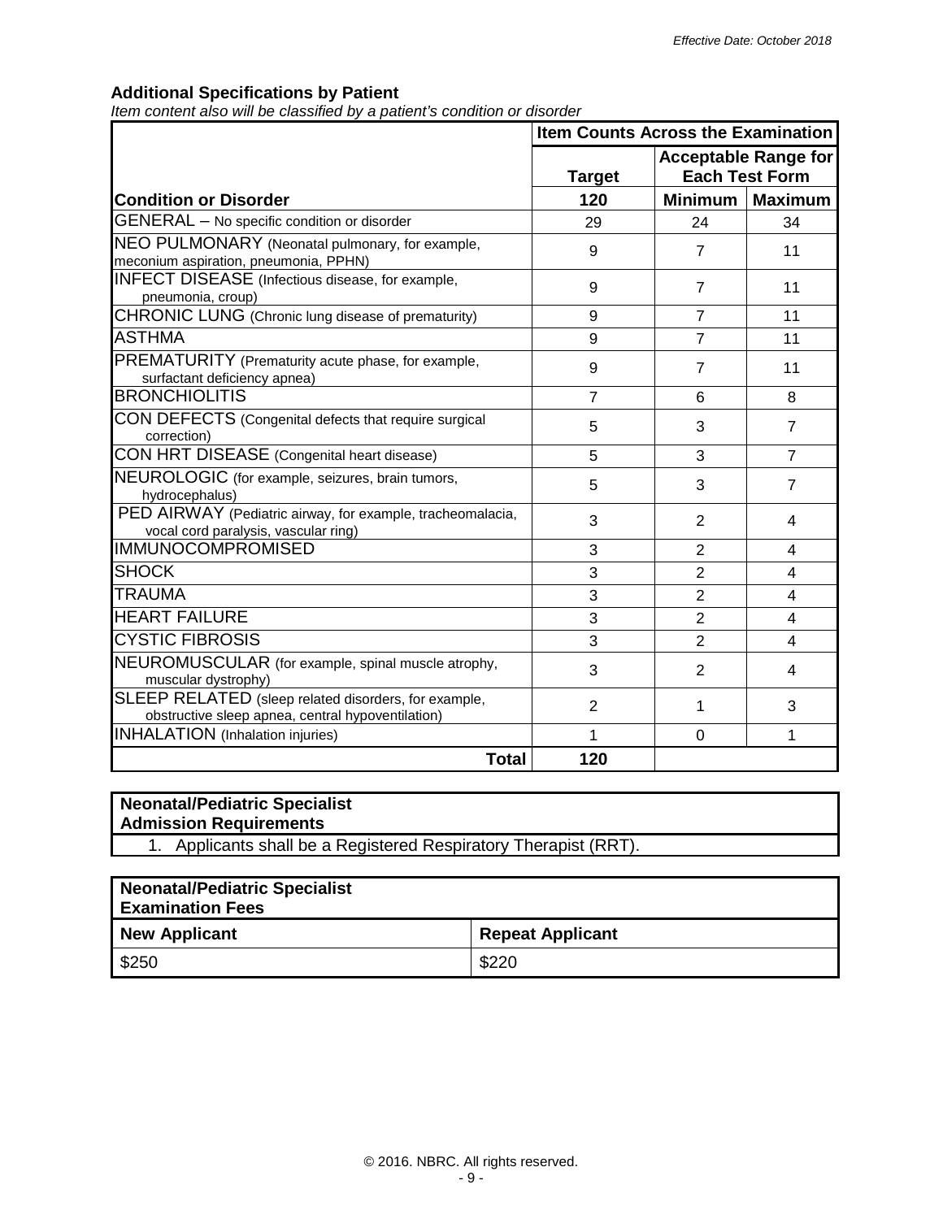*Effective Date: October 2018*

### Additional Specifications by Patient

*Item content also will be classified by a patient's condition or disorder*

| | Item Counts Across the Examination | | |
|---|---|---|---|
| | Target | Acceptable Range for Each Test Form | |
| **Condition or Disorder** | **120** | **Minimum** | **Maximum** |
| GENERAL – No specific condition or disorder | 29 | 24 | 34 |
| NEO PULMONARY (Neonatal pulmonary, for example, meconium aspiration, pneumonia, PPHN) | 9 | 7 | 11 |
| INFECT DISEASE (Infectious disease, for example, pneumonia, croup) | 9 | 7 | 11 |
| CHRONIC LUNG (Chronic lung disease of prematurity) | 9 | 7 | 11 |
| ASTHMA | 9 | 7 | 11 |
| PREMATURITY (Prematurity acute phase, for example, surfactant deficiency apnea) | 9 | 7 | 11 |
| BRONCHIOLITIS | 7 | 6 | 8 |
| CON DEFECTS (Congenital defects that require surgical correction) | 5 | 3 | 7 |
| CON HRT DISEASE (Congenital heart disease) | 5 | 3 | 7 |
| NEUROLOGIC (for example, seizures, brain tumors, hydrocephalus) | 5 | 3 | 7 |
| PED AIRWAY (Pediatric airway, for example, tracheomalacia, vocal cord paralysis, vascular ring) | 3 | 2 | 4 |
| IMMUNOCOMPROMISED | 3 | 2 | 4 |
| SHOCK | 3 | 2 | 4 |
| TRAUMA | 3 | 2 | 4 |
| HEART FAILURE | 3 | 2 | 4 |
| CYSTIC FIBROSIS | 3 | 2 | 4 |
| NEUROMUSCULAR (for example, spinal muscle atrophy, muscular dystrophy) | 3 | 2 | 4 |
| SLEEP RELATED (sleep related disorders, for example, obstructive sleep apnea, central hypoventilation) | 2 | 1 | 3 |
| INHALATION (Inhalation injuries) | 1 | 0 | 1 |
| **Total** | **120** | | |

| Neonatal/Pediatric Specialist Admission Requirements |
|---|
| 1. Applicants shall be a Registered Respiratory Therapist (RRT). |

| Neonatal/Pediatric Specialist Examination Fees | |
|---|---|
| **New Applicant** | **Repeat Applicant** |
| $250 | $220 |

© 2016. NBRC. All rights reserved.